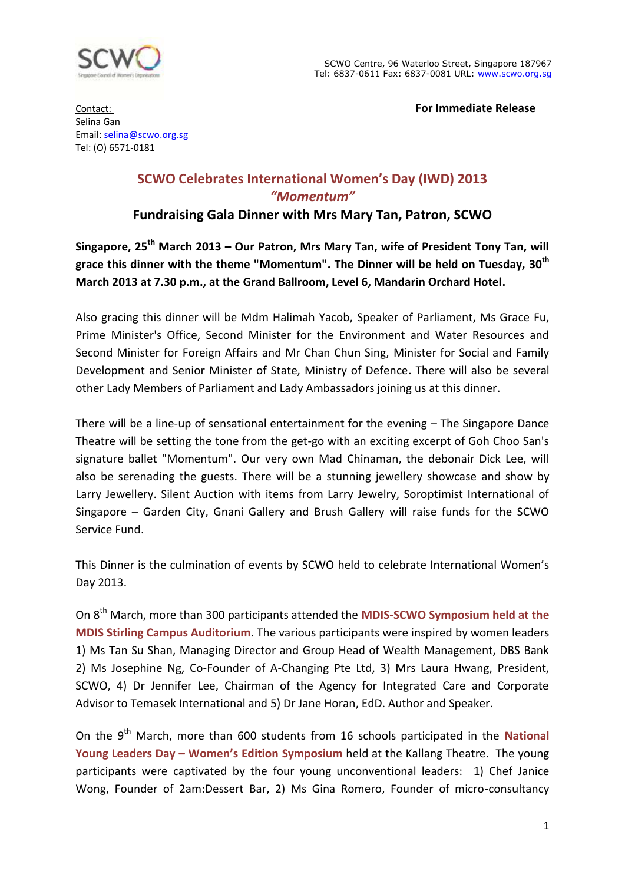SCWO Centre, 96 Waterloo Street, Singapore 187967
Tel: 6837-0611 Fax: 6837-0081 URL: www.scwo.org.sg

Contact:
Selina Gan
Email: selina@scwo.org.sg
Tel: (O) 6571-0181

**For Immediate Release**

## SCWO Celebrates International Women's Day (IWD) 2013
## *"Momentum"*
### Fundraising Gala Dinner with Mrs Mary Tan, Patron, SCWO

**Singapore, 25th March 2013 – Our Patron, Mrs Mary Tan, wife of President Tony Tan, will grace this dinner with the theme "Momentum". The Dinner will be held on Tuesday, 30th March 2013 at 7.30 p.m., at the Grand Ballroom, Level 6, Mandarin Orchard Hotel.**

Also gracing this dinner will be Mdm Halimah Yacob, Speaker of Parliament, Ms Grace Fu, Prime Minister's Office, Second Minister for the Environment and Water Resources and Second Minister for Foreign Affairs and Mr Chan Chun Sing, Minister for Social and Family Development and Senior Minister of State, Ministry of Defence. There will also be several other Lady Members of Parliament and Lady Ambassadors joining us at this dinner.

There will be a line-up of sensational entertainment for the evening – The Singapore Dance Theatre will be setting the tone from the get-go with an exciting excerpt of Goh Choo San's signature ballet "Momentum". Our very own Mad Chinaman, the debonair Dick Lee, will also be serenading the guests. There will be a stunning jewellery showcase and show by Larry Jewellery. Silent Auction with items from Larry Jewelry, Soroptimist International of Singapore – Garden City, Gnani Gallery and Brush Gallery will raise funds for the SCWO Service Fund.

This Dinner is the culmination of events by SCWO held to celebrate International Women's Day 2013.

On 8th March, more than 300 participants attended the **MDIS-SCWO Symposium held at the MDIS Stirling Campus Auditorium**. The various participants were inspired by women leaders 1) Ms Tan Su Shan, Managing Director and Group Head of Wealth Management, DBS Bank 2) Ms Josephine Ng, Co-Founder of A-Changing Pte Ltd, 3) Mrs Laura Hwang, President, SCWO, 4) Dr Jennifer Lee, Chairman of the Agency for Integrated Care and Corporate Advisor to Temasek International and 5) Dr Jane Horan, EdD. Author and Speaker.

On the 9th March, more than 600 students from 16 schools participated in the **National Young Leaders Day – Women's Edition Symposium** held at the Kallang Theatre. The young participants were captivated by the four young unconventional leaders: 1) Chef Janice Wong, Founder of 2am:Dessert Bar, 2) Ms Gina Romero, Founder of micro-consultancy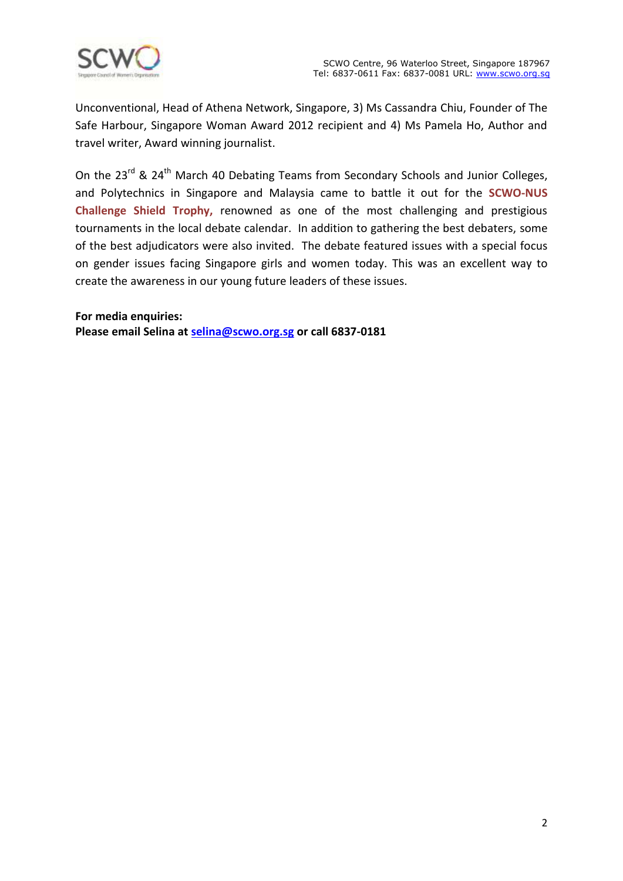Unconventional, Head of Athena Network, Singapore, 3) Ms Cassandra Chiu, Founder of The Safe Harbour, Singapore Woman Award 2012 recipient and 4) Ms Pamela Ho, Author and travel writer, Award winning journalist.

On the 23rd & 24th March 40 Debating Teams from Secondary Schools and Junior Colleges, and Polytechnics in Singapore and Malaysia came to battle it out for the **SCWO-NUS Challenge Shield Trophy,** renowned as one of the most challenging and prestigious tournaments in the local debate calendar. In addition to gathering the best debaters, some of the best adjudicators were also invited. The debate featured issues with a special focus on gender issues facing Singapore girls and women today. This was an excellent way to create the awareness in our young future leaders of these issues.

**For media enquiries:**
**Please email Selina at selina@scwo.org.sg or call 6837-0181**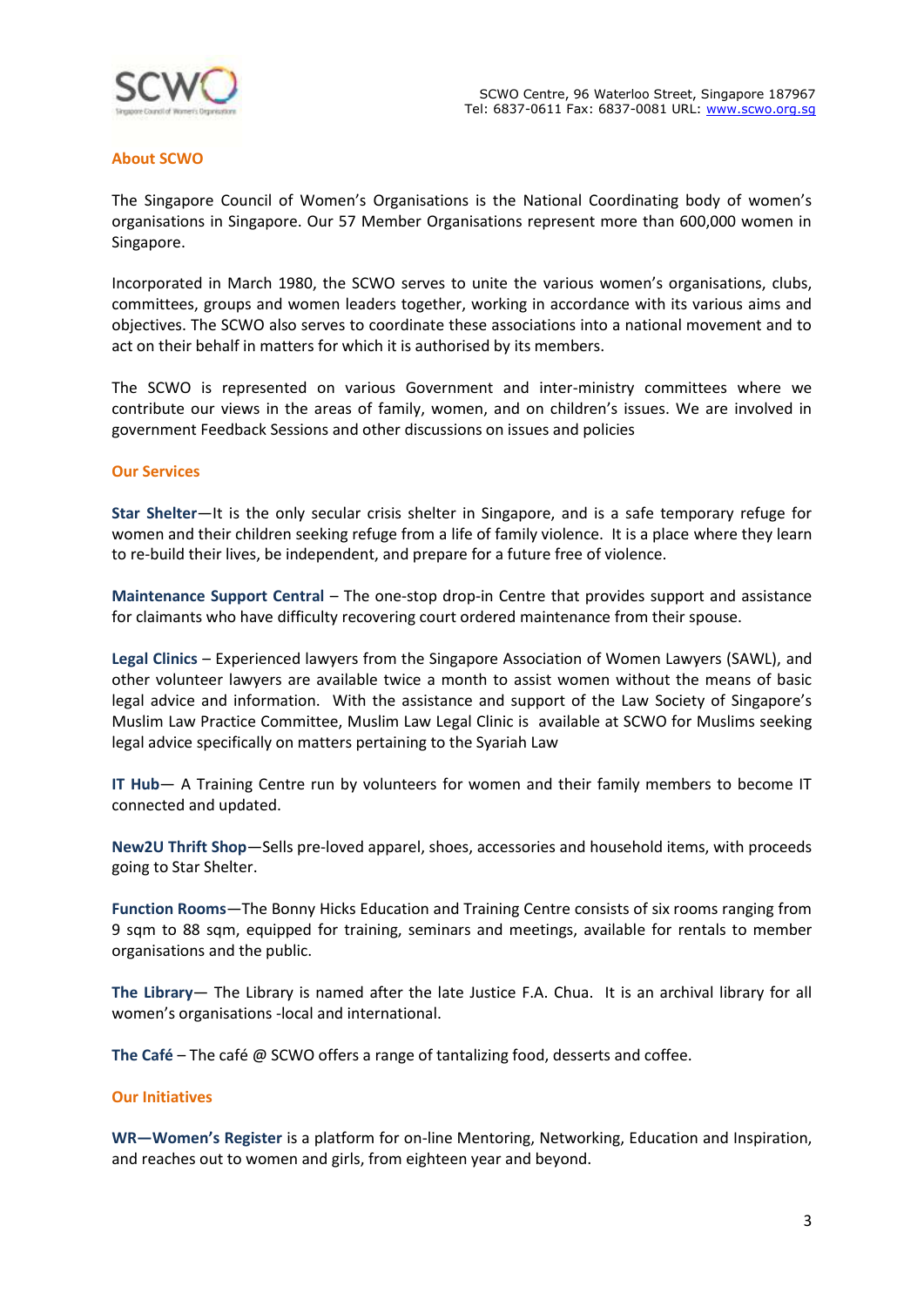SCWO Centre, 96 Waterloo Street, Singapore 187967
Tel: 6837-0611 Fax: 6837-0081 URL: www.scwo.org.sg

## About SCWO

The Singapore Council of Women's Organisations is the National Coordinating body of women's organisations in Singapore. Our 57 Member Organisations represent more than 600,000 women in Singapore.

Incorporated in March 1980, the SCWO serves to unite the various women's organisations, clubs, committees, groups and women leaders together, working in accordance with its various aims and objectives. The SCWO also serves to coordinate these associations into a national movement and to act on their behalf in matters for which it is authorised by its members.

The SCWO is represented on various Government and inter-ministry committees where we contribute our views in the areas of family, women, and on children's issues. We are involved in government Feedback Sessions and other discussions on issues and policies

## Our Services

**Star Shelter**—It is the only secular crisis shelter in Singapore, and is a safe temporary refuge for women and their children seeking refuge from a life of family violence. It is a place where they learn to re-build their lives, be independent, and prepare for a future free of violence.

**Maintenance Support Central** – The one-stop drop-in Centre that provides support and assistance for claimants who have difficulty recovering court ordered maintenance from their spouse.

**Legal Clinics** – Experienced lawyers from the Singapore Association of Women Lawyers (SAWL), and other volunteer lawyers are available twice a month to assist women without the means of basic legal advice and information. With the assistance and support of the Law Society of Singapore's Muslim Law Practice Committee, Muslim Law Legal Clinic is available at SCWO for Muslims seeking legal advice specifically on matters pertaining to the Syariah Law

**IT Hub**— A Training Centre run by volunteers for women and their family members to become IT connected and updated.

**New2U Thrift Shop**—Sells pre-loved apparel, shoes, accessories and household items, with proceeds going to Star Shelter.

**Function Rooms**—The Bonny Hicks Education and Training Centre consists of six rooms ranging from 9 sqm to 88 sqm, equipped for training, seminars and meetings, available for rentals to member organisations and the public.

**The Library**— The Library is named after the late Justice F.A. Chua. It is an archival library for all women's organisations -local and international.

**The Café** – The café @ SCWO offers a range of tantalizing food, desserts and coffee.

## Our Initiatives

**WR—Women's Register** is a platform for on-line Mentoring, Networking, Education and Inspiration, and reaches out to women and girls, from eighteen year and beyond.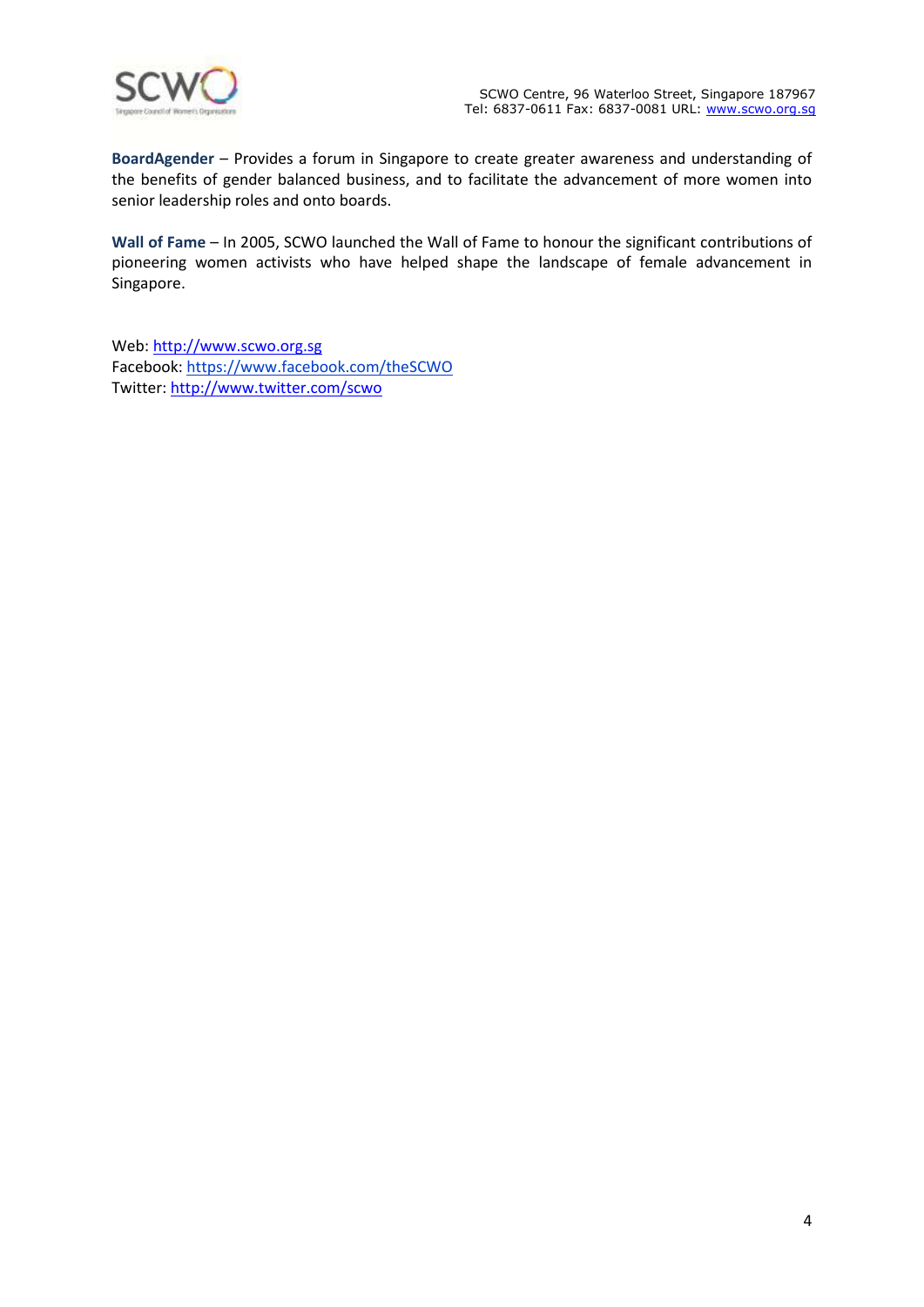**BoardAgender** – Provides a forum in Singapore to create greater awareness and understanding of the benefits of gender balanced business, and to facilitate the advancement of more women into senior leadership roles and onto boards.

**Wall of Fame** – In 2005, SCWO launched the Wall of Fame to honour the significant contributions of pioneering women activists who have helped shape the landscape of female advancement in Singapore.

Web: http://www.scwo.org.sg
Facebook: https://www.facebook.com/theSCWO
Twitter: http://www.twitter.com/scwo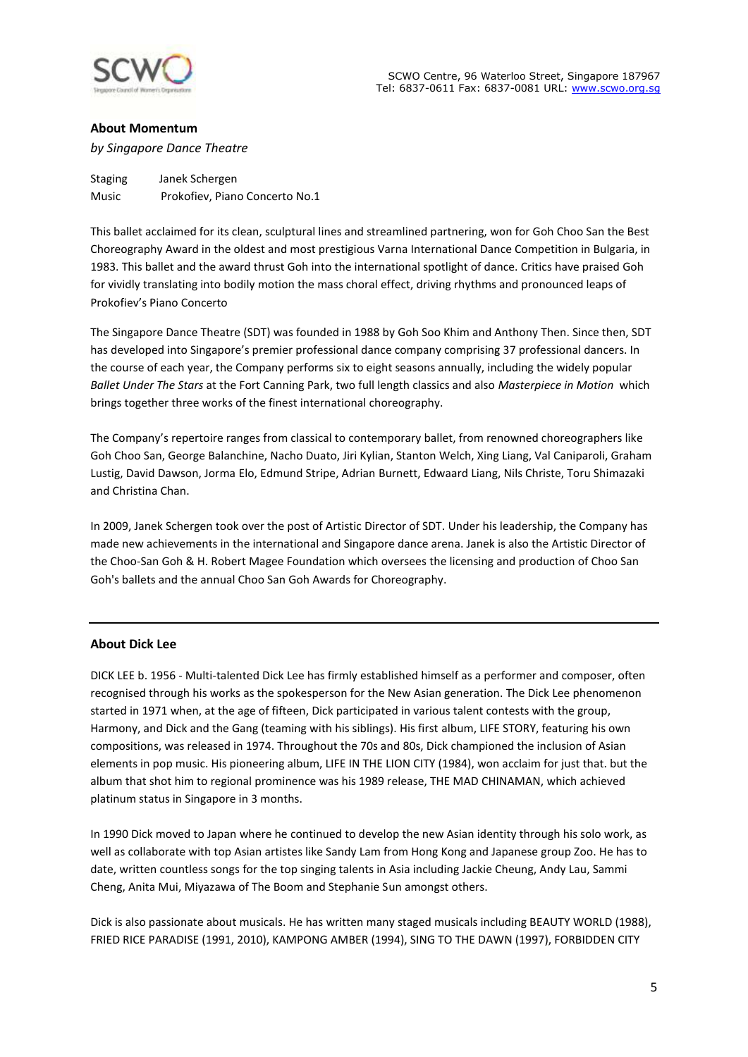**About Momentum**

*by Singapore Dance Theatre*

Staging Janek Schergen
Music Prokofiev, Piano Concerto No.1

This ballet acclaimed for its clean, sculptural lines and streamlined partnering, won for Goh Choo San the Best Choreography Award in the oldest and most prestigious Varna International Dance Competition in Bulgaria, in 1983. This ballet and the award thrust Goh into the international spotlight of dance. Critics have praised Goh for vividly translating into bodily motion the mass choral effect, driving rhythms and pronounced leaps of Prokofiev's Piano Concerto

The Singapore Dance Theatre (SDT) was founded in 1988 by Goh Soo Khim and Anthony Then. Since then, SDT has developed into Singapore's premier professional dance company comprising 37 professional dancers. In the course of each year, the Company performs six to eight seasons annually, including the widely popular *Ballet Under The Stars* at the Fort Canning Park, two full length classics and also *Masterpiece in Motion* which brings together three works of the finest international choreography.

The Company's repertoire ranges from classical to contemporary ballet, from renowned choreographers like Goh Choo San, George Balanchine, Nacho Duato, Jiri Kylian, Stanton Welch, Xing Liang, Val Caniparoli, Graham Lustig, David Dawson, Jorma Elo, Edmund Stripe, Adrian Burnett, Edwaard Liang, Nils Christe, Toru Shimazaki and Christina Chan.

In 2009, Janek Schergen took over the post of Artistic Director of SDT. Under his leadership, the Company has made new achievements in the international and Singapore dance arena. Janek is also the Artistic Director of the Choo-San Goh & H. Robert Magee Foundation which oversees the licensing and production of Choo San Goh's ballets and the annual Choo San Goh Awards for Choreography.

---

**About Dick Lee**

DICK LEE b. 1956 - Multi-talented Dick Lee has firmly established himself as a performer and composer, often recognised through his works as the spokesperson for the New Asian generation. The Dick Lee phenomenon started in 1971 when, at the age of fifteen, Dick participated in various talent contests with the group, Harmony, and Dick and the Gang (teaming with his siblings). His first album, LIFE STORY, featuring his own compositions, was released in 1974. Throughout the 70s and 80s, Dick championed the inclusion of Asian elements in pop music. His pioneering album, LIFE IN THE LION CITY (1984), won acclaim for just that. but the album that shot him to regional prominence was his 1989 release, THE MAD CHINAMAN, which achieved platinum status in Singapore in 3 months.

In 1990 Dick moved to Japan where he continued to develop the new Asian identity through his solo work, as well as collaborate with top Asian artistes like Sandy Lam from Hong Kong and Japanese group Zoo. He has to date, written countless songs for the top singing talents in Asia including Jackie Cheung, Andy Lau, Sammi Cheng, Anita Mui, Miyazawa of The Boom and Stephanie Sun amongst others.

Dick is also passionate about musicals. He has written many staged musicals including BEAUTY WORLD (1988), FRIED RICE PARADISE (1991, 2010), KAMPONG AMBER (1994), SING TO THE DAWN (1997), FORBIDDEN CITY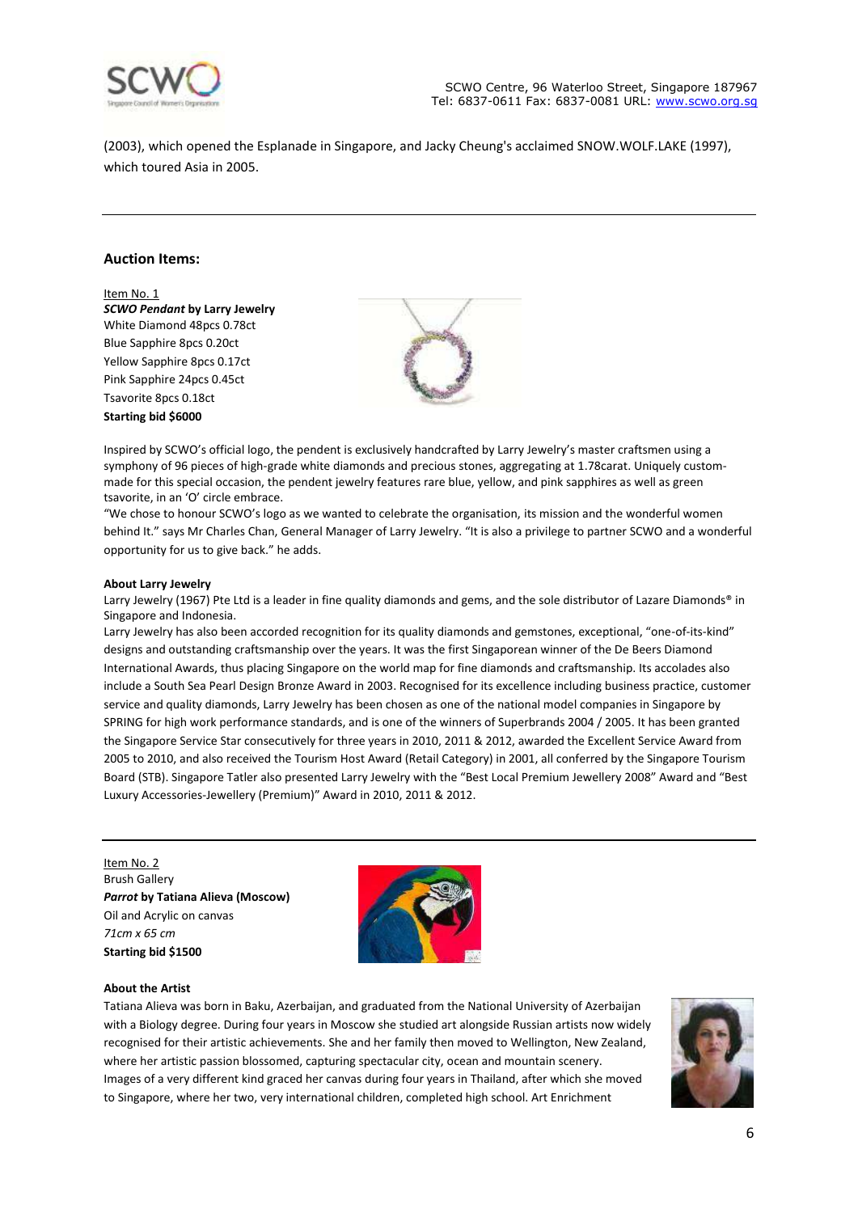(2003), which opened the Esplanade in Singapore, and Jacky Cheung's acclaimed SNOW.WOLF.LAKE (1997), which toured Asia in 2005.

---

## Auction Items:

Item No. 1
***SCWO Pendant* by Larry Jewelry**
White Diamond 48pcs 0.78ct
Blue Sapphire 8pcs 0.20ct
Yellow Sapphire 8pcs 0.17ct
Pink Sapphire 24pcs 0.45ct
Tsavorite 8pcs 0.18ct
**Starting bid $6000**

Inspired by SCWO's official logo, the pendent is exclusively handcrafted by Larry Jewelry's master craftsmen using a symphony of 96 pieces of high-grade white diamonds and precious stones, aggregating at 1.78carat. Uniquely custom-made for this special occasion, the pendent jewelry features rare blue, yellow, and pink sapphires as well as green tsavorite, in an 'O' circle embrace.

"We chose to honour SCWO's logo as we wanted to celebrate the organisation, its mission and the wonderful women behind It." says Mr Charles Chan, General Manager of Larry Jewelry. "It is also a privilege to partner SCWO and a wonderful opportunity for us to give back." he adds.

**About Larry Jewelry**

Larry Jewelry (1967) Pte Ltd is a leader in fine quality diamonds and gems, and the sole distributor of Lazare Diamonds® in Singapore and Indonesia.

Larry Jewelry has also been accorded recognition for its quality diamonds and gemstones, exceptional, "one-of-its-kind" designs and outstanding craftsmanship over the years. It was the first Singaporean winner of the De Beers Diamond International Awards, thus placing Singapore on the world map for fine diamonds and craftsmanship. Its accolades also include a South Sea Pearl Design Bronze Award in 2003. Recognised for its excellence including business practice, customer service and quality diamonds, Larry Jewelry has been chosen as one of the national model companies in Singapore by SPRING for high work performance standards, and is one of the winners of Superbrands 2004 / 2005. It has been granted the Singapore Service Star consecutively for three years in 2010, 2011 & 2012, awarded the Excellent Service Award from 2005 to 2010, and also received the Tourism Host Award (Retail Category) in 2001, all conferred by the Singapore Tourism Board (STB). Singapore Tatler also presented Larry Jewelry with the "Best Local Premium Jewellery 2008" Award and "Best Luxury Accessories-Jewellery (Premium)" Award in 2010, 2011 & 2012.

---

Item No. 2
Brush Gallery
***Parrot* by Tatiana Alieva (Moscow)**
Oil and Acrylic on canvas
*71cm x 65 cm*
**Starting bid $1500**

**About the Artist**

Tatiana Alieva was born in Baku, Azerbaijan, and graduated from the National University of Azerbaijan with a Biology degree. During four years in Moscow she studied art alongside Russian artists now widely recognised for their artistic achievements. She and her family then moved to Wellington, New Zealand, where her artistic passion blossomed, capturing spectacular city, ocean and mountain scenery. Images of a very different kind graced her canvas during four years in Thailand, after which she moved to Singapore, where her two, very international children, completed high school. Art Enrichment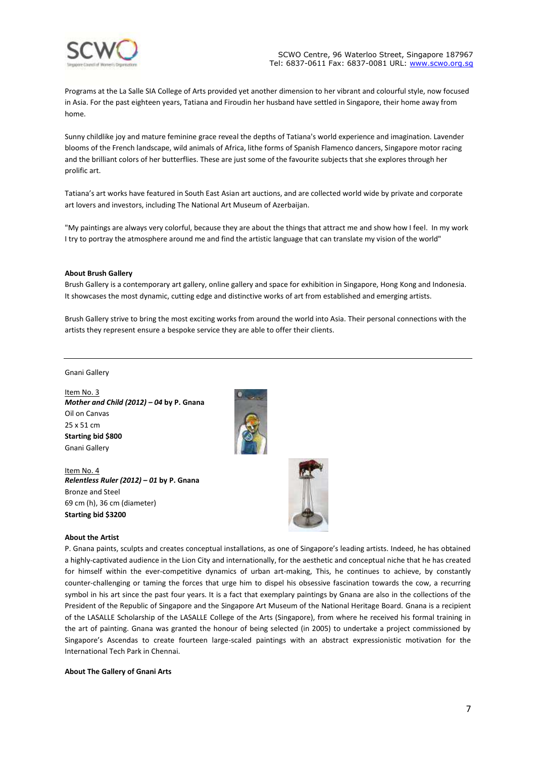Programs at the La Salle SIA College of Arts provided yet another dimension to her vibrant and colourful style, now focused in Asia. For the past eighteen years, Tatiana and Firoudin her husband have settled in Singapore, their home away from home.

Sunny childlike joy and mature feminine grace reveal the depths of Tatiana's world experience and imagination. Lavender blooms of the French landscape, wild animals of Africa, lithe forms of Spanish Flamenco dancers, Singapore motor racing and the brilliant colors of her butterflies. These are just some of the favourite subjects that she explores through her prolific art.

Tatiana's art works have featured in South East Asian art auctions, and are collected world wide by private and corporate art lovers and investors, including The National Art Museum of Azerbaijan.

"My paintings are always very colorful, because they are about the things that attract me and show how I feel. In my work I try to portray the atmosphere around me and find the artistic language that can translate my vision of the world"

**About Brush Gallery**
Brush Gallery is a contemporary art gallery, online gallery and space for exhibition in Singapore, Hong Kong and Indonesia. It showcases the most dynamic, cutting edge and distinctive works of art from established and emerging artists.

Brush Gallery strive to bring the most exciting works from around the world into Asia. Their personal connections with the artists they represent ensure a bespoke service they are able to offer their clients.

---

Gnani Gallery

Item No. 3
***Mother and Child (2012) – 04* by P. Gnana**
Oil on Canvas
25 x 51 cm
**Starting bid $800**
Gnani Gallery

Item No. 4
***Relentless Ruler (2012) – 01* by P. Gnana**
Bronze and Steel
69 cm (h), 36 cm (diameter)
**Starting bid $3200**

**About the Artist**
P. Gnana paints, sculpts and creates conceptual installations, as one of Singapore's leading artists. Indeed, he has obtained a highly-captivated audience in the Lion City and internationally, for the aesthetic and conceptual niche that he has created for himself within the ever-competitive dynamics of urban art-making, This, he continues to achieve, by constantly counter-challenging or taming the forces that urge him to dispel his obsessive fascination towards the cow, a recurring symbol in his art since the past four years. It is a fact that exemplary paintings by Gnana are also in the collections of the President of the Republic of Singapore and the Singapore Art Museum of the National Heritage Board. Gnana is a recipient of the LASALLE Scholarship of the LASALLE College of the Arts (Singapore), from where he received his formal training in the art of painting. Gnana was granted the honour of being selected (in 2005) to undertake a project commissioned by Singapore's Ascendas to create fourteen large-scaled paintings with an abstract expressionistic motivation for the International Tech Park in Chennai.

**About The Gallery of Gnani Arts**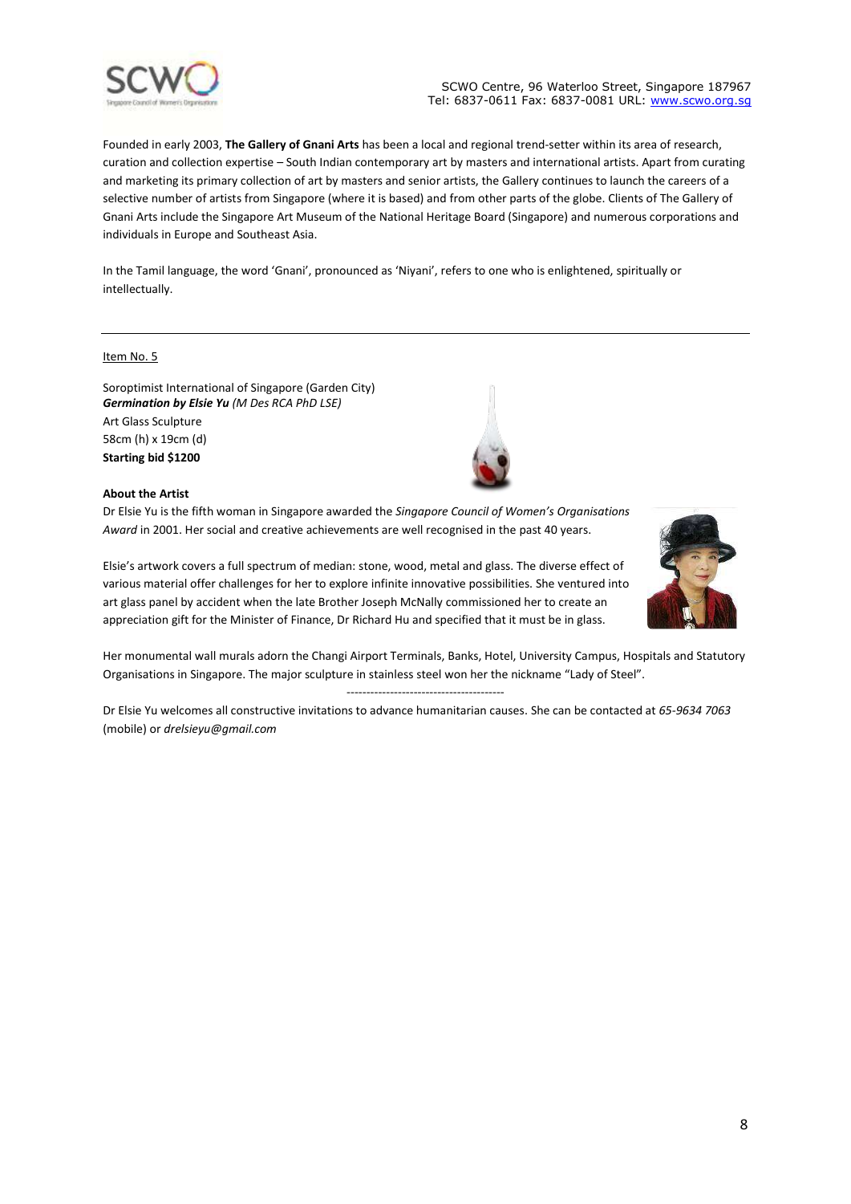Founded in early 2003, **The Gallery of Gnani Arts** has been a local and regional trend-setter within its area of research, curation and collection expertise – South Indian contemporary art by masters and international artists. Apart from curating and marketing its primary collection of art by masters and senior artists, the Gallery continues to launch the careers of a selective number of artists from Singapore (where it is based) and from other parts of the globe. Clients of The Gallery of Gnani Arts include the Singapore Art Museum of the National Heritage Board (Singapore) and numerous corporations and individuals in Europe and Southeast Asia.

In the Tamil language, the word 'Gnani', pronounced as 'Niyani', refers to one who is enlightened, spiritually or intellectually.

---

Item No. 5

Soroptimist International of Singapore (Garden City)
***Germination by Elsie Yu*** *(M Des RCA PhD LSE)*
Art Glass Sculpture
58cm (h) x 19cm (d)
**Starting bid $1200**

**About the Artist**

Dr Elsie Yu is the fifth woman in Singapore awarded the *Singapore Council of Women's Organisations Award* in 2001. Her social and creative achievements are well recognised in the past 40 years.

Elsie's artwork covers a full spectrum of median: stone, wood, metal and glass. The diverse effect of various material offer challenges for her to explore infinite innovative possibilities. She ventured into art glass panel by accident when the late Brother Joseph McNally commissioned her to create an appreciation gift for the Minister of Finance, Dr Richard Hu and specified that it must be in glass.

Her monumental wall murals adorn the Changi Airport Terminals, Banks, Hotel, University Campus, Hospitals and Statutory Organisations in Singapore. The major sculpture in stainless steel won her the nickname "Lady of Steel".

----------------------------------------

Dr Elsie Yu welcomes all constructive invitations to advance humanitarian causes. She can be contacted at *65-9634 7063* (mobile) or *drelsieyu@gmail.com*